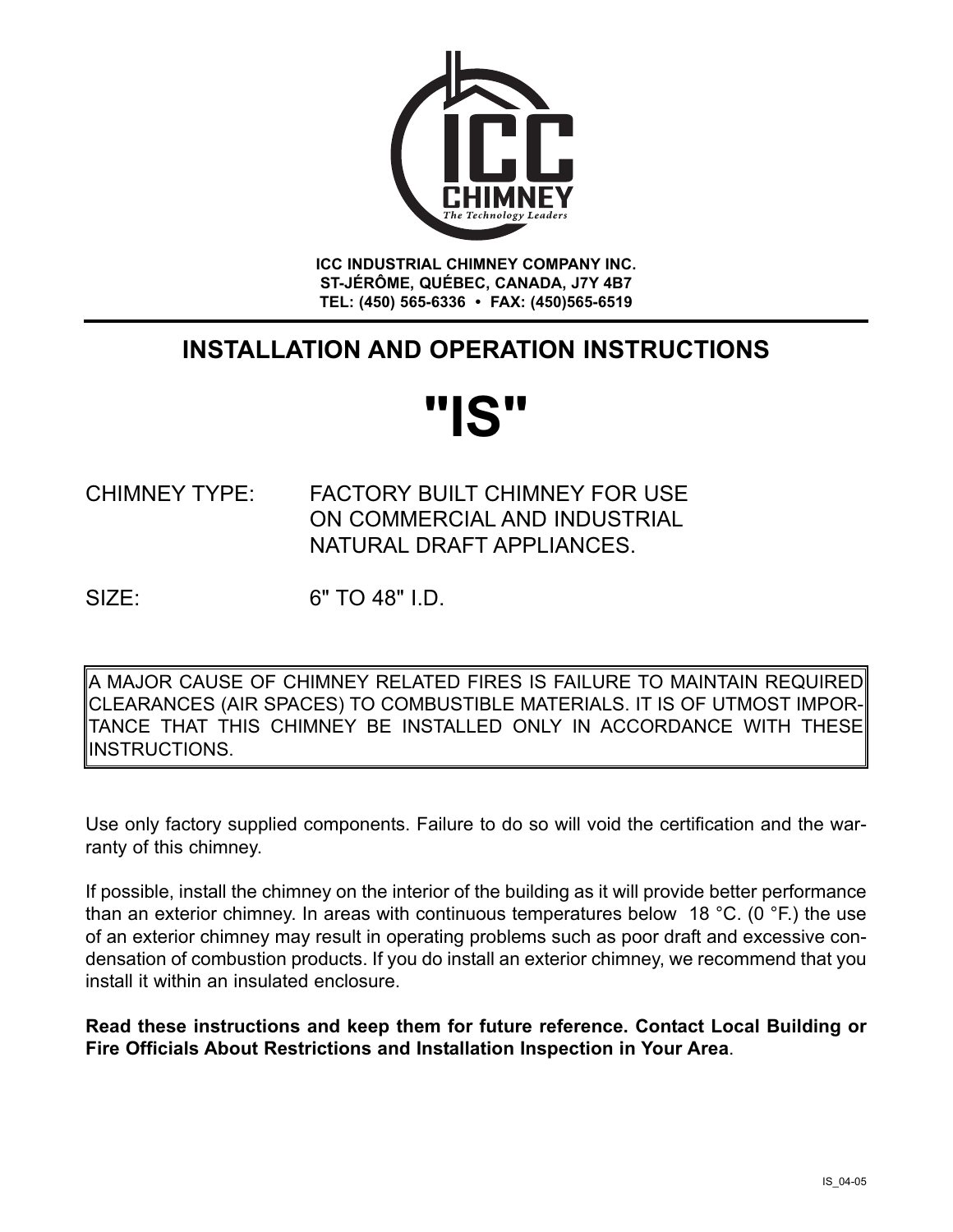ICC CHIMNEY
*The Technology Leaders*

**ICC INDUSTRIAL CHIMNEY COMPANY INC.**
**ST-JÉRÔME, QUÉBEC, CANADA, J7Y 4B7**
**TEL: (450) 565-6336 • FAX: (450)565-6519**

---

## INSTALLATION AND OPERATION INSTRUCTIONS

# "IS"

CHIMNEY TYPE: FACTORY BUILT CHIMNEY FOR USE ON COMMERCIAL AND INDUSTRIAL NATURAL DRAFT APPLIANCES.

SIZE: 6" TO 48" I.D.

> A MAJOR CAUSE OF CHIMNEY RELATED FIRES IS FAILURE TO MAINTAIN REQUIRED CLEARANCES (AIR SPACES) TO COMBUSTIBLE MATERIALS. IT IS OF UTMOST IMPORTANCE THAT THIS CHIMNEY BE INSTALLED ONLY IN ACCORDANCE WITH THESE INSTRUCTIONS.

Use only factory supplied components. Failure to do so will void the certification and the warranty of this chimney.

If possible, install the chimney on the interior of the building as it will provide better performance than an exterior chimney. In areas with continuous temperatures below 18 °C. (0 °F.) the use of an exterior chimney may result in operating problems such as poor draft and excessive condensation of combustion products. If you do install an exterior chimney, we recommend that you install it within an insulated enclosure.

**Read these instructions and keep them for future reference. Contact Local Building or Fire Officials About Restrictions and Installation Inspection in Your Area**.

IS_04-05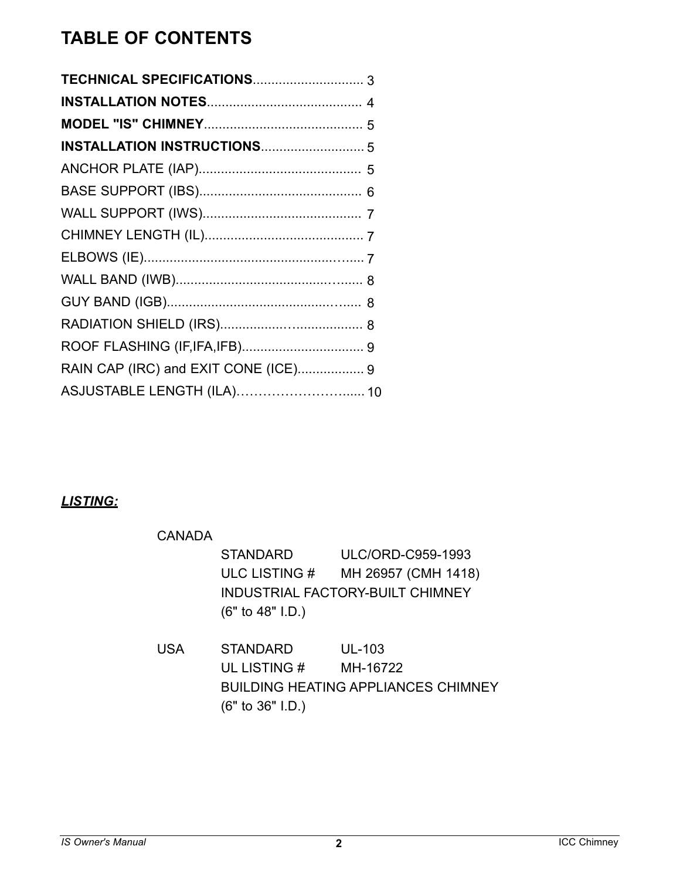# TABLE OF CONTENTS

| | |
|---|---|
| **TECHNICAL SPECIFICATIONS** | 3 |
| **INSTALLATION NOTES** | 4 |
| **MODEL "IS" CHIMNEY** | 5 |
| **INSTALLATION INSTRUCTIONS** | 5 |
| ANCHOR PLATE (IAP) | 5 |
| BASE SUPPORT (IBS) | 6 |
| WALL SUPPORT (IWS) | 7 |
| CHIMNEY LENGTH (IL) | 7 |
| ELBOWS (IE) | 7 |
| WALL BAND (IWB) | 8 |
| GUY BAND (IGB) | 8 |
| RADIATION SHIELD (IRS) | 8 |
| ROOF FLASHING (IF,IFA,IFB) | 9 |
| RAIN CAP (IRC) and EXIT CONE (ICE) | 9 |
| ASJUSTABLE LENGTH (ILA) | 10 |

***LISTING:***

CANADA

| | |
|---|---|
| STANDARD | ULC/ORD-C959-1993 |
| ULC LISTING # | MH 26957 (CMH 1418) |

INDUSTRIAL FACTORY-BUILT CHIMNEY
(6" to 48" I.D.)

USA

| | |
|---|---|
| STANDARD | UL-103 |
| UL LISTING # | MH-16722 |

BUILDING HEATING APPLIANCES CHIMNEY
(6" to 36" I.D.)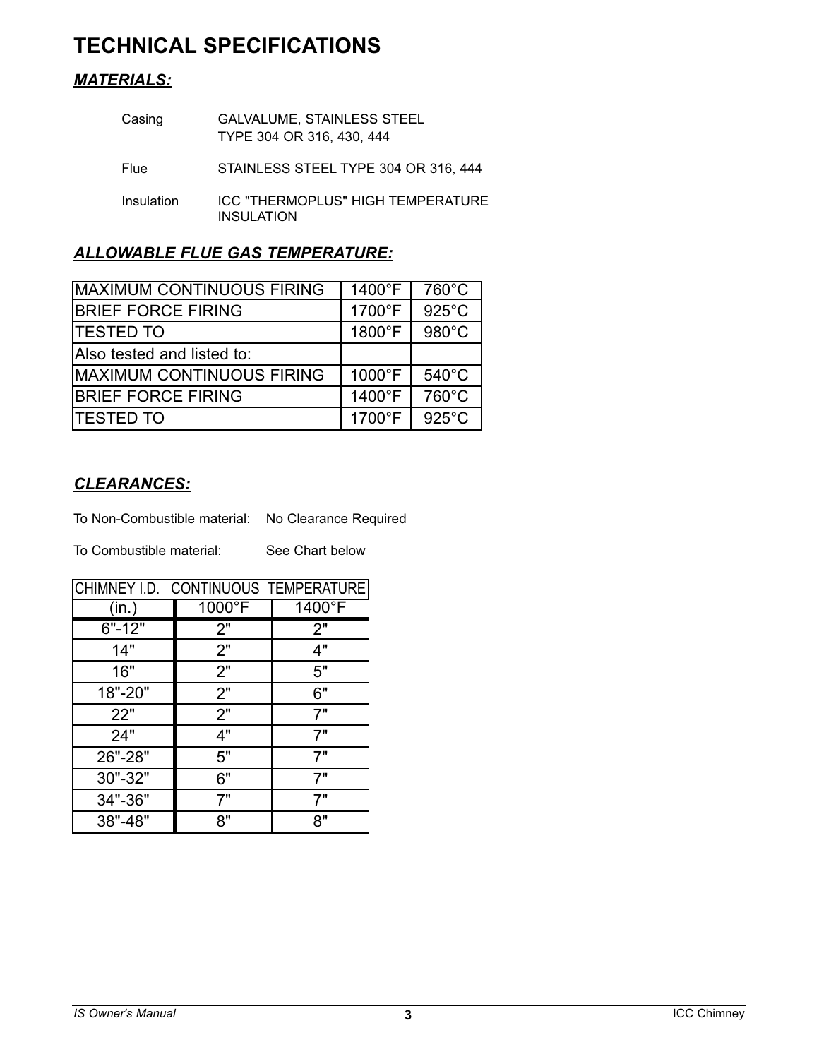# TECHNICAL SPECIFICATIONS

## *MATERIALS:*

| | |
|---|---|
| Casing | GALVALUME, STAINLESS STEEL TYPE 304 OR 316, 430, 444 |
| Flue | STAINLESS STEEL TYPE 304 OR 316, 444 |
| Insulation | ICC "THERMOPLUS" HIGH TEMPERATURE INSULATION |

## *ALLOWABLE FLUE GAS TEMPERATURE:*

| | | |
|---|---|---|
| MAXIMUM CONTINUOUS FIRING | 1400°F | 760°C |
| BRIEF FORCE FIRING | 1700°F | 925°C |
| TESTED TO | 1800°F | 980°C |
| Also tested and listed to: | | |
| MAXIMUM CONTINUOUS FIRING | 1000°F | 540°C |
| BRIEF FORCE FIRING | 1400°F | 760°C |
| TESTED TO | 1700°F | 925°C |

## *CLEARANCES:*

To Non-Combustible material: No Clearance Required

To Combustible material: See Chart below

| CHIMNEY I.D. | CONTINUOUS TEMPERATURE | |
|---|---|---|
| (in.) | 1000°F | 1400°F |
| 6"-12" | 2" | 2" |
| 14" | 2" | 4" |
| 16" | 2" | 5" |
| 18"-20" | 2" | 6" |
| 22" | 2" | 7" |
| 24" | 4" | 7" |
| 26"-28" | 5" | 7" |
| 30"-32" | 6" | 7" |
| 34"-36" | 7" | 7" |
| 38"-48" | 8" | 8" |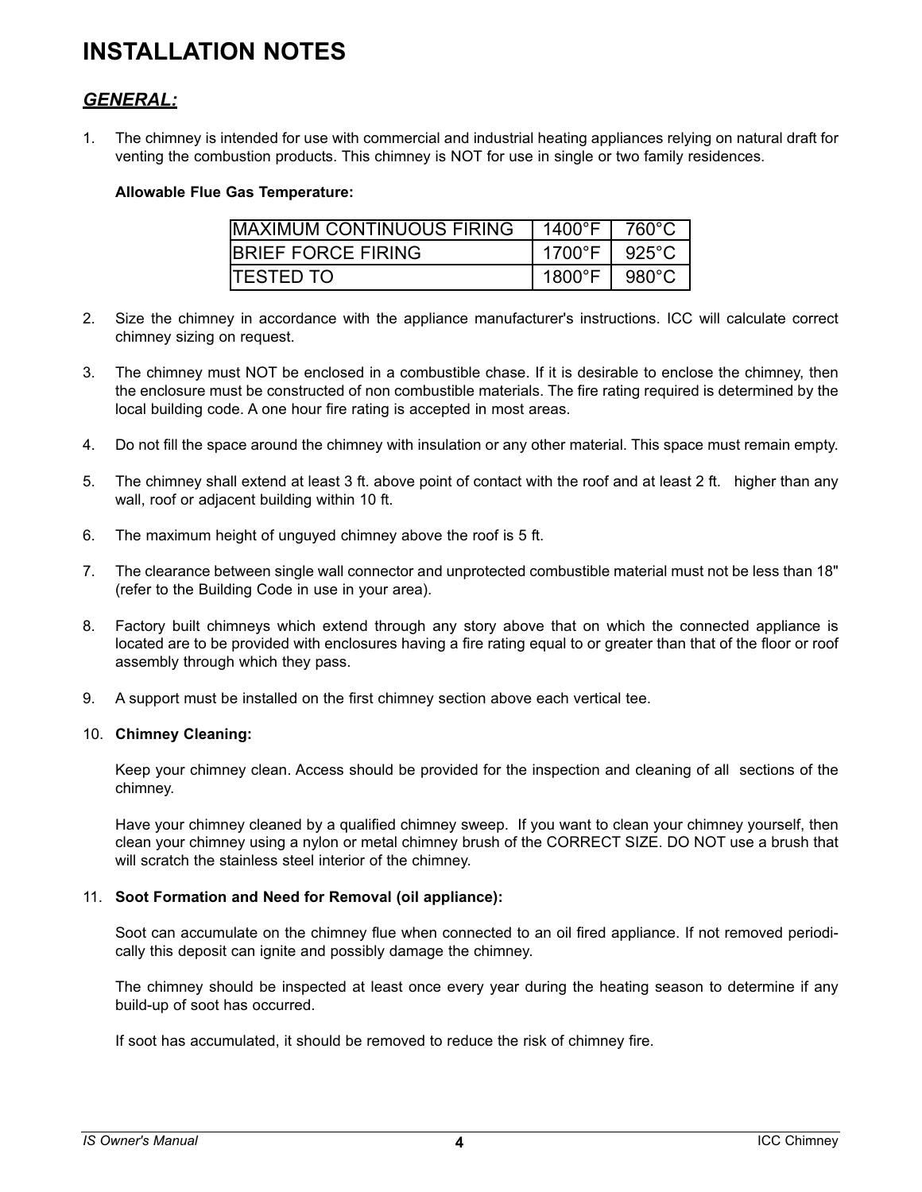# INSTALLATION NOTES

## *GENERAL:*

1. The chimney is intended for use with commercial and industrial heating appliances relying on natural draft for venting the combustion products. This chimney is NOT for use in single or two family residences.

   **Allowable Flue Gas Temperature:**

| MAXIMUM CONTINUOUS FIRING | 1400°F | 760°C |
|---|---|---|
| BRIEF FORCE FIRING | 1700°F | 925°C |
| TESTED TO | 1800°F | 980°C |

2. Size the chimney in accordance with the appliance manufacturer's instructions. ICC will calculate correct chimney sizing on request.

3. The chimney must NOT be enclosed in a combustible chase. If it is desirable to enclose the chimney, then the enclosure must be constructed of non combustible materials. The fire rating required is determined by the local building code. A one hour fire rating is accepted in most areas.

4. Do not fill the space around the chimney with insulation or any other material. This space must remain empty.

5. The chimney shall extend at least 3 ft. above point of contact with the roof and at least 2 ft. higher than any wall, roof or adjacent building within 10 ft.

6. The maximum height of unguyed chimney above the roof is 5 ft.

7. The clearance between single wall connector and unprotected combustible material must not be less than 18" (refer to the Building Code in use in your area).

8. Factory built chimneys which extend through any story above that on which the connected appliance is located are to be provided with enclosures having a fire rating equal to or greater than that of the floor or roof assembly through which they pass.

9. A support must be installed on the first chimney section above each vertical tee.

10. **Chimney Cleaning:**

    Keep your chimney clean. Access should be provided for the inspection and cleaning of all sections of the chimney.

    Have your chimney cleaned by a qualified chimney sweep. If you want to clean your chimney yourself, then clean your chimney using a nylon or metal chimney brush of the CORRECT SIZE. DO NOT use a brush that will scratch the stainless steel interior of the chimney.

11. **Soot Formation and Need for Removal (oil appliance):**

    Soot can accumulate on the chimney flue when connected to an oil fired appliance. If not removed periodically this deposit can ignite and possibly damage the chimney.

    The chimney should be inspected at least once every year during the heating season to determine if any build-up of soot has occurred.

    If soot has accumulated, it should be removed to reduce the risk of chimney fire.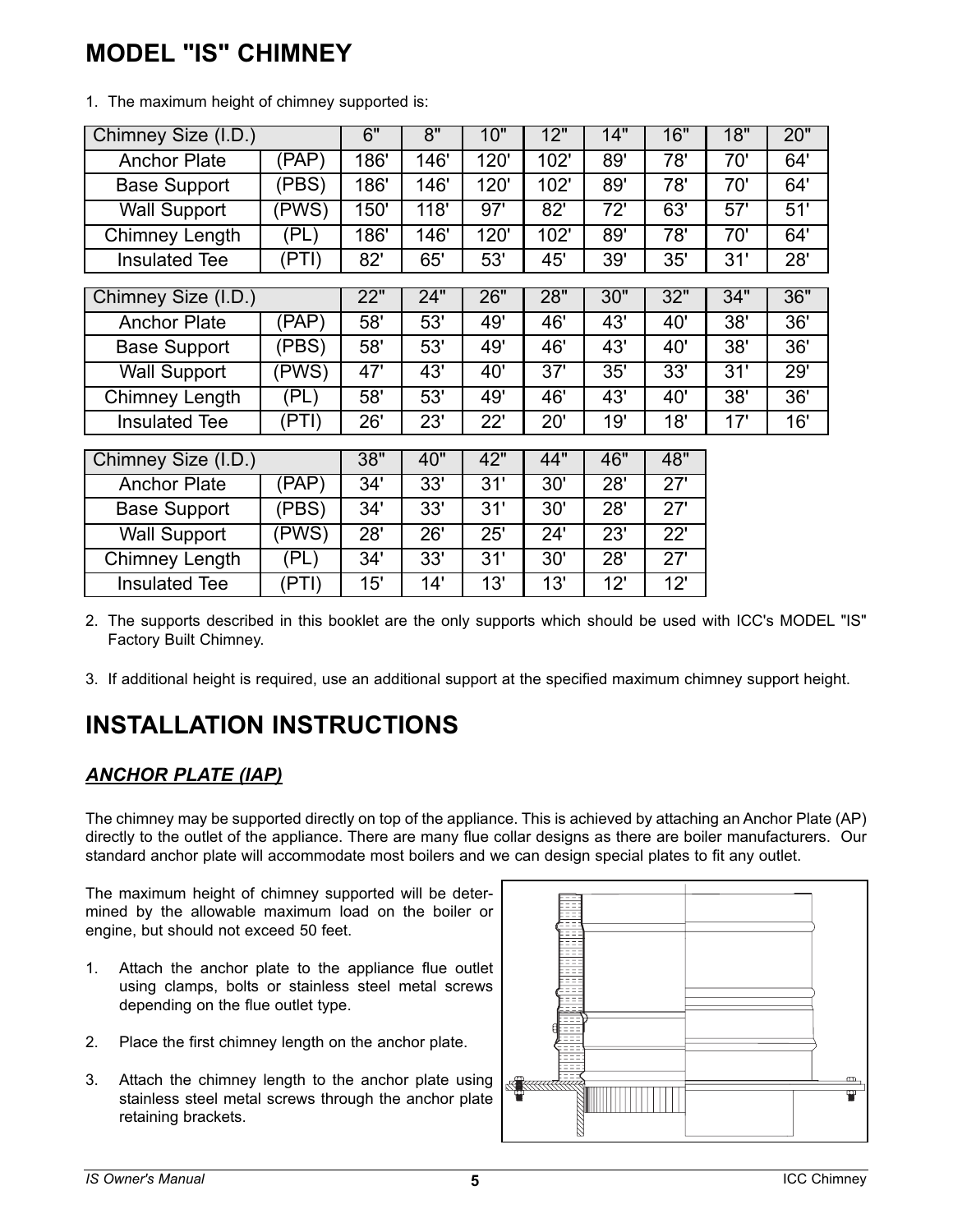# MODEL "IS" CHIMNEY

1. The maximum height of chimney supported is:

| Chimney Size (I.D.) | | 6" | 8" | 10" | 12" | 14" | 16" | 18" | 20" |
|---|---|---|---|---|---|---|---|---|---|
| Anchor Plate | (PAP) | 186' | 146' | 120' | 102' | 89' | 78' | 70' | 64' |
| Base Support | (PBS) | 186' | 146' | 120' | 102' | 89' | 78' | 70' | 64' |
| Wall Support | (PWS) | 150' | 118' | 97' | 82' | 72' | 63' | 57' | 51' |
| Chimney Length | (PL) | 186' | 146' | 120' | 102' | 89' | 78' | 70' | 64' |
| Insulated Tee | (PTI) | 82' | 65' | 53' | 45' | 39' | 35' | 31' | 28' |

| Chimney Size (I.D.) | | 22" | 24" | 26" | 28" | 30" | 32" | 34" | 36" |
|---|---|---|---|---|---|---|---|---|---|
| Anchor Plate | (PAP) | 58' | 53' | 49' | 46' | 43' | 40' | 38' | 36' |
| Base Support | (PBS) | 58' | 53' | 49' | 46' | 43' | 40' | 38' | 36' |
| Wall Support | (PWS) | 47' | 43' | 40' | 37' | 35' | 33' | 31' | 29' |
| Chimney Length | (PL) | 58' | 53' | 49' | 46' | 43' | 40' | 38' | 36' |
| Insulated Tee | (PTI) | 26' | 23' | 22' | 20' | 19' | 18' | 17' | 16' |

| Chimney Size (I.D.) | | 38" | 40" | 42" | 44" | 46" | 48" |
|---|---|---|---|---|---|---|---|
| Anchor Plate | (PAP) | 34' | 33' | 31' | 30' | 28' | 27' |
| Base Support | (PBS) | 34' | 33' | 31' | 30' | 28' | 27' |
| Wall Support | (PWS) | 28' | 26' | 25' | 24' | 23' | 22' |
| Chimney Length | (PL) | 34' | 33' | 31' | 30' | 28' | 27' |
| Insulated Tee | (PTI) | 15' | 14' | 13' | 13' | 12' | 12' |

2. The supports described in this booklet are the only supports which should be used with ICC's MODEL "IS" Factory Built Chimney.

3. If additional height is required, use an additional support at the specified maximum chimney support height.

# INSTALLATION INSTRUCTIONS

## *ANCHOR PLATE (IAP)*

The chimney may be supported directly on top of the appliance. This is achieved by attaching an Anchor Plate (AP) directly to the outlet of the appliance. There are many flue collar designs as there are boiler manufacturers. Our standard anchor plate will accommodate most boilers and we can design special plates to fit any outlet.

The maximum height of chimney supported will be determined by the allowable maximum load on the boiler or engine, but should not exceed 50 feet.

1. Attach the anchor plate to the appliance flue outlet using clamps, bolts or stainless steel metal screws depending on the flue outlet type.

2. Place the first chimney length on the anchor plate.

3. Attach the chimney length to the anchor plate using stainless steel metal screws through the anchor plate retaining brackets.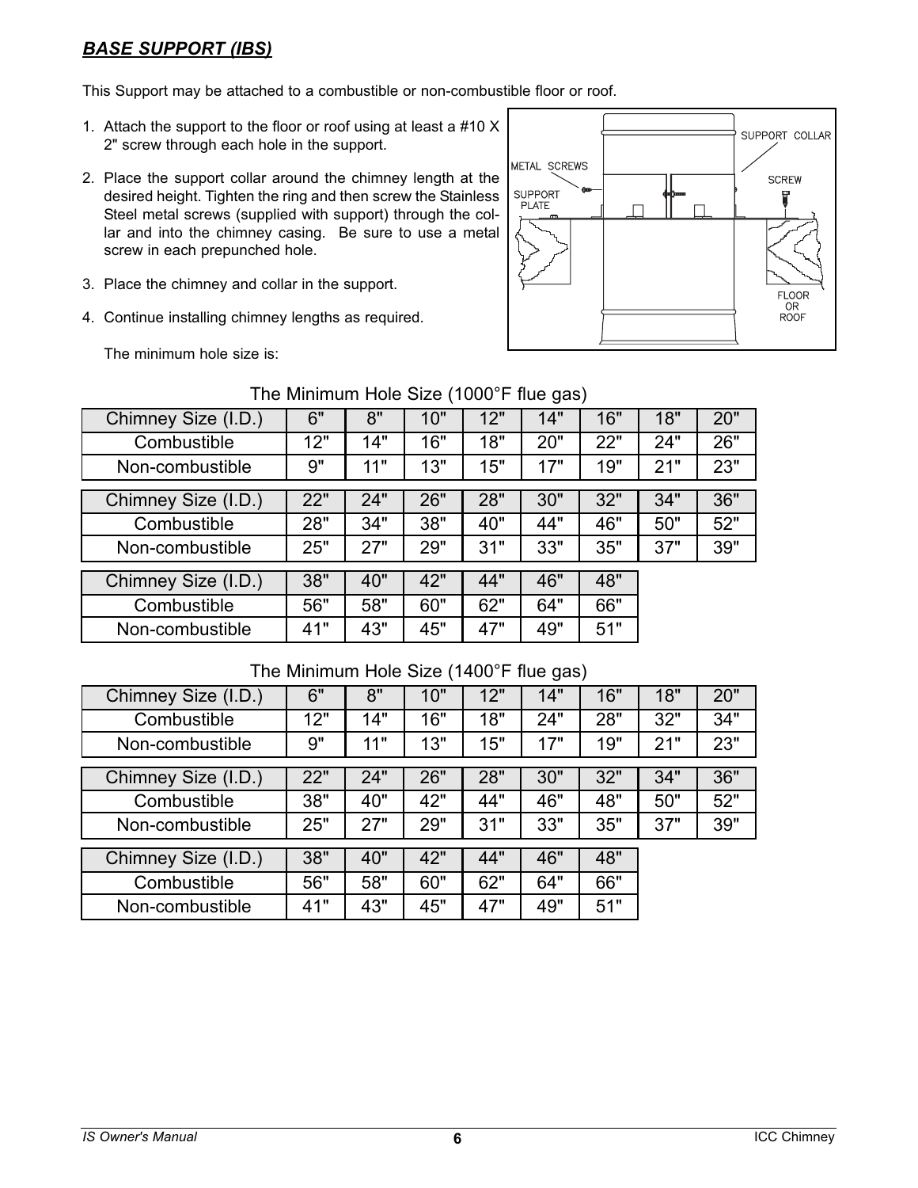## ***BASE SUPPORT (IBS)***

This Support may be attached to a combustible or non-combustible floor or roof.

1. Attach the support to the floor or roof using at least a #10 X 2" screw through each hole in the support.
2. Place the support collar around the chimney length at the desired height. Tighten the ring and then screw the Stainless Steel metal screws (supplied with support) through the collar and into the chimney casing. Be sure to use a metal screw in each prepunched hole.
3. Place the chimney and collar in the support.
4. Continue installing chimney lengths as required.

   The minimum hole size is:

The Minimum Hole Size (1000°F flue gas)

| Chimney Size (I.D.) | 6" | 8" | 10" | 12" | 14" | 16" | 18" | 20" |
|---|---|---|---|---|---|---|---|---|
| Combustible | 12" | 14" | 16" | 18" | 20" | 22" | 24" | 26" |
| Non-combustible | 9" | 11" | 13" | 15" | 17" | 19" | 21" | 23" |

| Chimney Size (I.D.) | 22" | 24" | 26" | 28" | 30" | 32" | 34" | 36" |
|---|---|---|---|---|---|---|---|---|
| Combustible | 28" | 34" | 38" | 40" | 44" | 46" | 50" | 52" |
| Non-combustible | 25" | 27" | 29" | 31" | 33" | 35" | 37" | 39" |

| Chimney Size (I.D.) | 38" | 40" | 42" | 44" | 46" | 48" |
|---|---|---|---|---|---|---|
| Combustible | 56" | 58" | 60" | 62" | 64" | 66" |
| Non-combustible | 41" | 43" | 45" | 47" | 49" | 51" |

The Minimum Hole Size (1400°F flue gas)

| Chimney Size (I.D.) | 6" | 8" | 10" | 12" | 14" | 16" | 18" | 20" |
|---|---|---|---|---|---|---|---|---|
| Combustible | 12" | 14" | 16" | 18" | 24" | 28" | 32" | 34" |
| Non-combustible | 9" | 11" | 13" | 15" | 17" | 19" | 21" | 23" |

| Chimney Size (I.D.) | 22" | 24" | 26" | 28" | 30" | 32" | 34" | 36" |
|---|---|---|---|---|---|---|---|---|
| Combustible | 38" | 40" | 42" | 44" | 46" | 48" | 50" | 52" |
| Non-combustible | 25" | 27" | 29" | 31" | 33" | 35" | 37" | 39" |

| Chimney Size (I.D.) | 38" | 40" | 42" | 44" | 46" | 48" |
|---|---|---|---|---|---|---|
| Combustible | 56" | 58" | 60" | 62" | 64" | 66" |
| Non-combustible | 41" | 43" | 45" | 47" | 49" | 51" |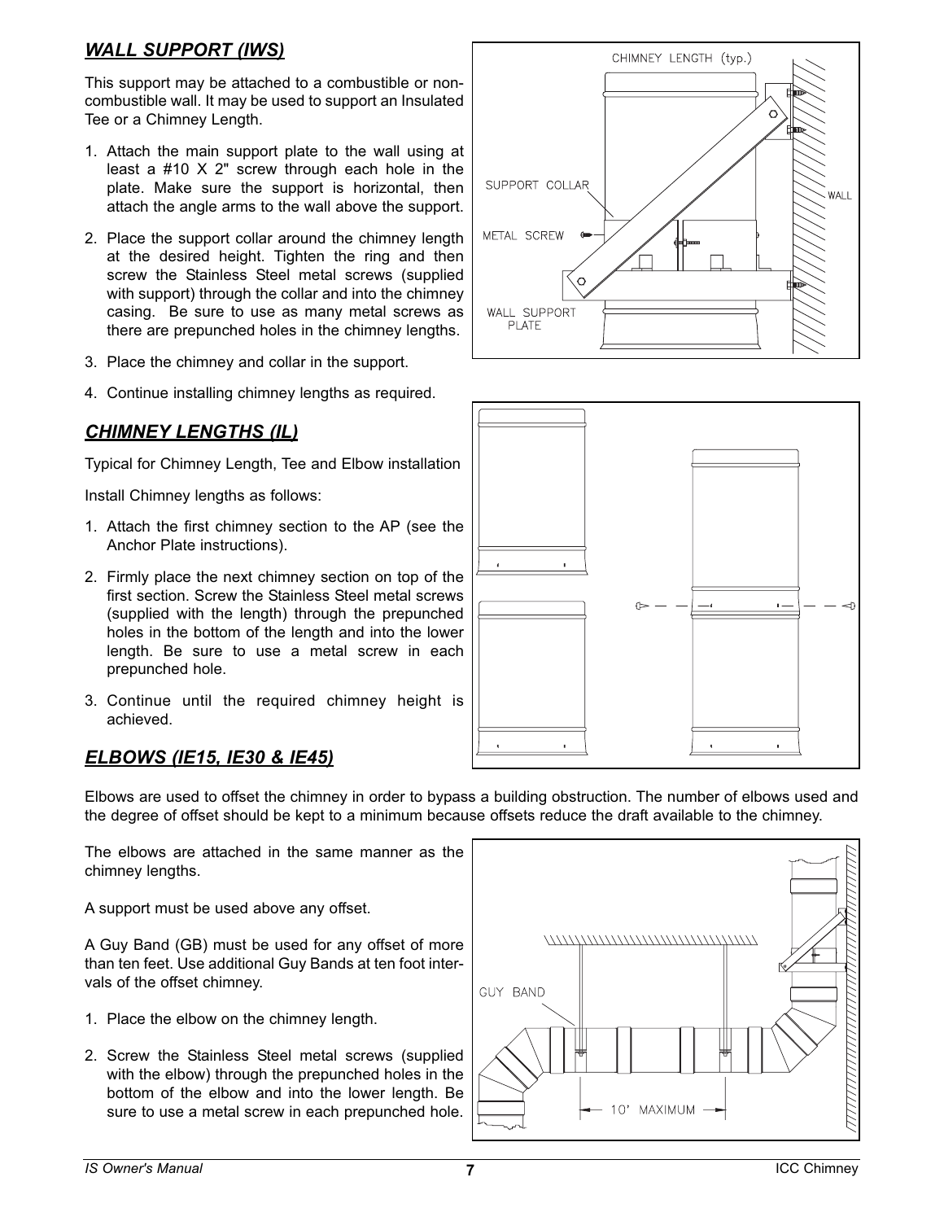## *WALL SUPPORT (IWS)*

This support may be attached to a combustible or non-combustible wall. It may be used to support an Insulated Tee or a Chimney Length.

1. Attach the main support plate to the wall using at least a #10 X 2" screw through each hole in the plate. Make sure the support is horizontal, then attach the angle arms to the wall above the support.
2. Place the support collar around the chimney length at the desired height. Tighten the ring and then screw the Stainless Steel metal screws (supplied with support) through the collar and into the chimney casing. Be sure to use as many metal screws as there are prepunched holes in the chimney lengths.
3. Place the chimney and collar in the support.
4. Continue installing chimney lengths as required.

## *CHIMNEY LENGTHS (IL)*

Typical for Chimney Length, Tee and Elbow installation

Install Chimney lengths as follows:

1. Attach the first chimney section to the AP (see the Anchor Plate instructions).
2. Firmly place the next chimney section on top of the first section. Screw the Stainless Steel metal screws (supplied with the length) through the prepunched holes in the bottom of the length and into the lower length. Be sure to use a metal screw in each prepunched hole.
3. Continue until the required chimney height is achieved.

## *ELBOWS (IE15, IE30 & IE45)*

Elbows are used to offset the chimney in order to bypass a building obstruction. The number of elbows used and the degree of offset should be kept to a minimum because offsets reduce the draft available to the chimney.

The elbows are attached in the same manner as the chimney lengths.

A support must be used above any offset.

A Guy Band (GB) must be used for any offset of more than ten feet. Use additional Guy Bands at ten foot intervals of the offset chimney.

1. Place the elbow on the chimney length.
2. Screw the Stainless Steel metal screws (supplied with the elbow) through the prepunched holes in the bottom of the elbow and into the lower length. Be sure to use a metal screw in each prepunched hole.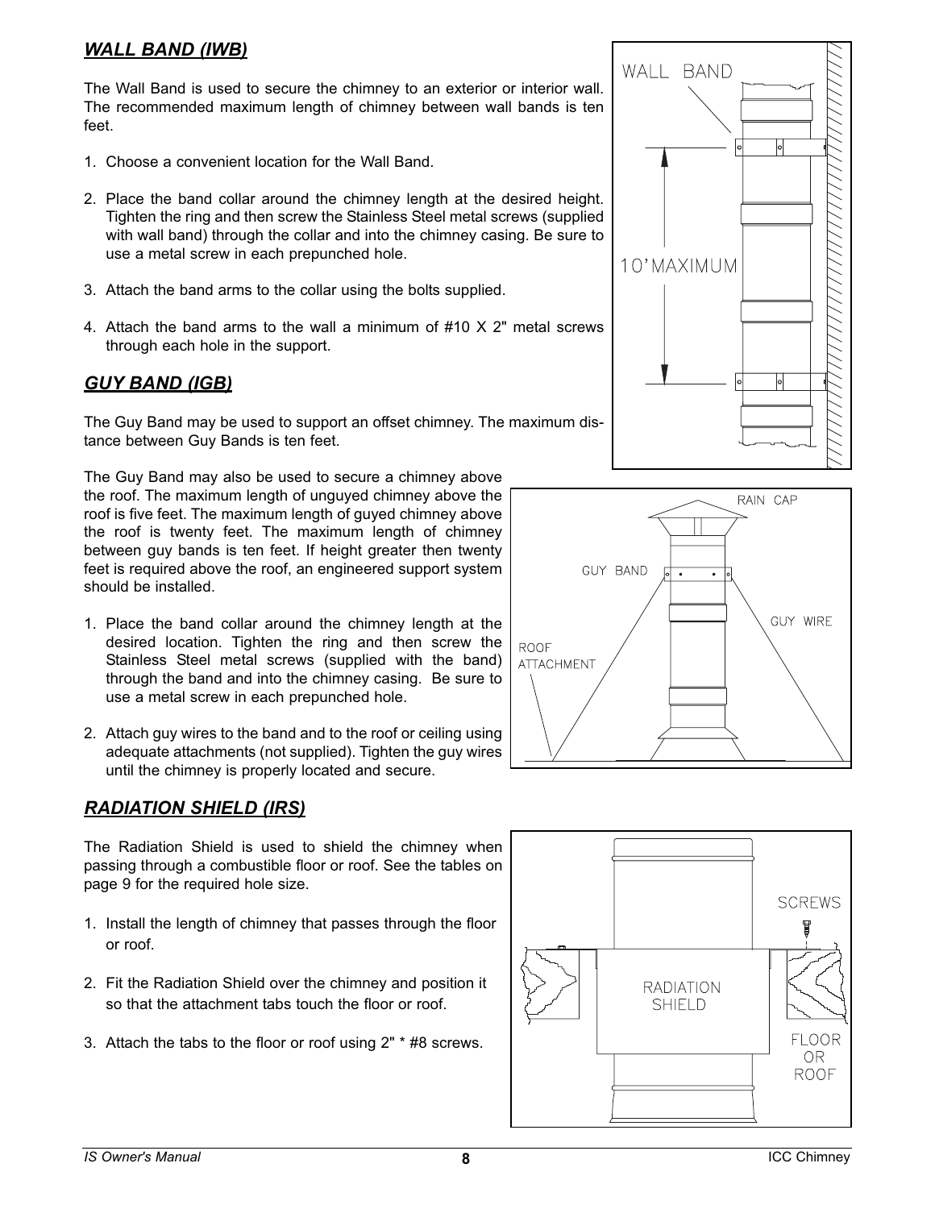## *WALL BAND (IWB)*

The Wall Band is used to secure the chimney to an exterior or interior wall. The recommended maximum length of chimney between wall bands is ten feet.

1. Choose a convenient location for the Wall Band.

2. Place the band collar around the chimney length at the desired height. Tighten the ring and then screw the Stainless Steel metal screws (supplied with wall band) through the collar and into the chimney casing. Be sure to use a metal screw in each prepunched hole.

3. Attach the band arms to the collar using the bolts supplied.

4. Attach the band arms to the wall a minimum of #10 X 2" metal screws through each hole in the support.

## *GUY BAND (IGB)*

The Guy Band may be used to support an offset chimney. The maximum distance between Guy Bands is ten feet.

The Guy Band may also be used to secure a chimney above the roof. The maximum length of unguyed chimney above the roof is five feet. The maximum length of guyed chimney above the roof is twenty feet. The maximum length of chimney between guy bands is ten feet. If height greater then twenty feet is required above the roof, an engineered support system should be installed.

1. Place the band collar around the chimney length at the desired location. Tighten the ring and then screw the Stainless Steel metal screws (supplied with the band) through the band and into the chimney casing. Be sure to use a metal screw in each prepunched hole.

2. Attach guy wires to the band and to the roof or ceiling using adequate attachments (not supplied). Tighten the guy wires until the chimney is properly located and secure.

## *RADIATION SHIELD (IRS)*

The Radiation Shield is used to shield the chimney when passing through a combustible floor or roof. See the tables on page 9 for the required hole size.

1. Install the length of chimney that passes through the floor or roof.

2. Fit the Radiation Shield over the chimney and position it so that the attachment tabs touch the floor or roof.

3. Attach the tabs to the floor or roof using 2" * #8 screws.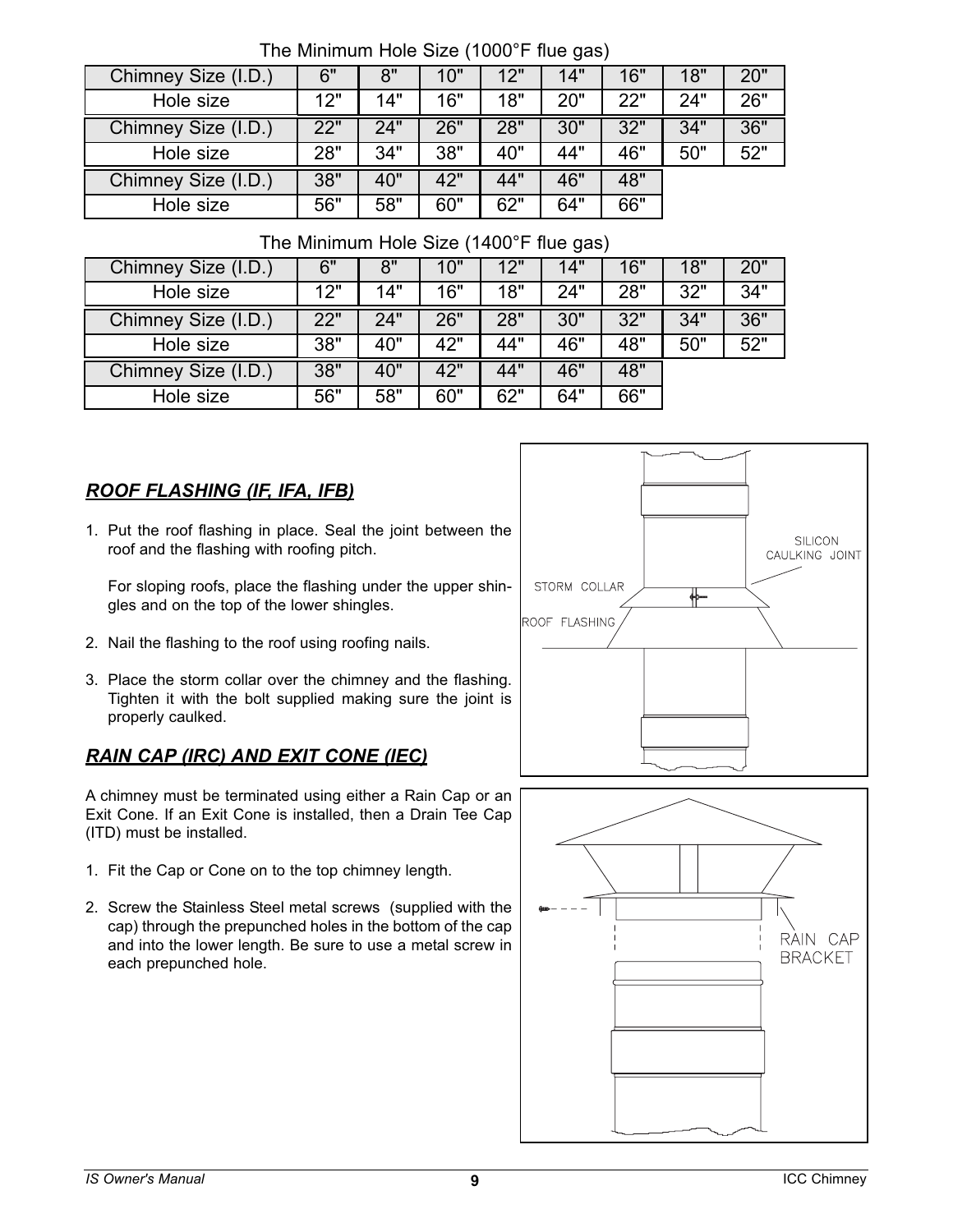The Minimum Hole Size (1000°F flue gas)

| Chimney Size (I.D.) | 6" | 8" | 10" | 12" | 14" | 16" | 18" | 20" |
|---|---|---|---|---|---|---|---|---|
| Hole size | 12" | 14" | 16" | 18" | 20" | 22" | 24" | 26" |
| Chimney Size (I.D.) | 22" | 24" | 26" | 28" | 30" | 32" | 34" | 36" |
| Hole size | 28" | 34" | 38" | 40" | 44" | 46" | 50" | 52" |
| Chimney Size (I.D.) | 38" | 40" | 42" | 44" | 46" | 48" | | |
| Hole size | 56" | 58" | 60" | 62" | 64" | 66" | | |

The Minimum Hole Size (1400°F flue gas)

| Chimney Size (I.D.) | 6" | 8" | 10" | 12" | 14" | 16" | 18" | 20" |
|---|---|---|---|---|---|---|---|---|
| Hole size | 12" | 14" | 16" | 18" | 24" | 28" | 32" | 34" |
| Chimney Size (I.D.) | 22" | 24" | 26" | 28" | 30" | 32" | 34" | 36" |
| Hole size | 38" | 40" | 42" | 44" | 46" | 48" | 50" | 52" |
| Chimney Size (I.D.) | 38" | 40" | 42" | 44" | 46" | 48" | | |
| Hole size | 56" | 58" | 60" | 62" | 64" | 66" | | |

## ***ROOF FLASHING (IF, IFA, IFB)***

1. Put the roof flashing in place. Seal the joint between the roof and the flashing with roofing pitch.

   For sloping roofs, place the flashing under the upper shingles and on the top of the lower shingles.

2. Nail the flashing to the roof using roofing nails.

3. Place the storm collar over the chimney and the flashing. Tighten it with the bolt supplied making sure the joint is properly caulked.

SILICON CAULKING JOINT

STORM COLLAR

ROOF FLASHING

## ***RAIN CAP (IRC) AND EXIT CONE (IEC)***

A chimney must be terminated using either a Rain Cap or an Exit Cone. If an Exit Cone is installed, then a Drain Tee Cap (ITD) must be installed.

1. Fit the Cap or Cone on to the top chimney length.

2. Screw the Stainless Steel metal screws (supplied with the cap) through the prepunched holes in the bottom of the cap and into the lower length. Be sure to use a metal screw in each prepunched hole.

RAIN CAP BRACKET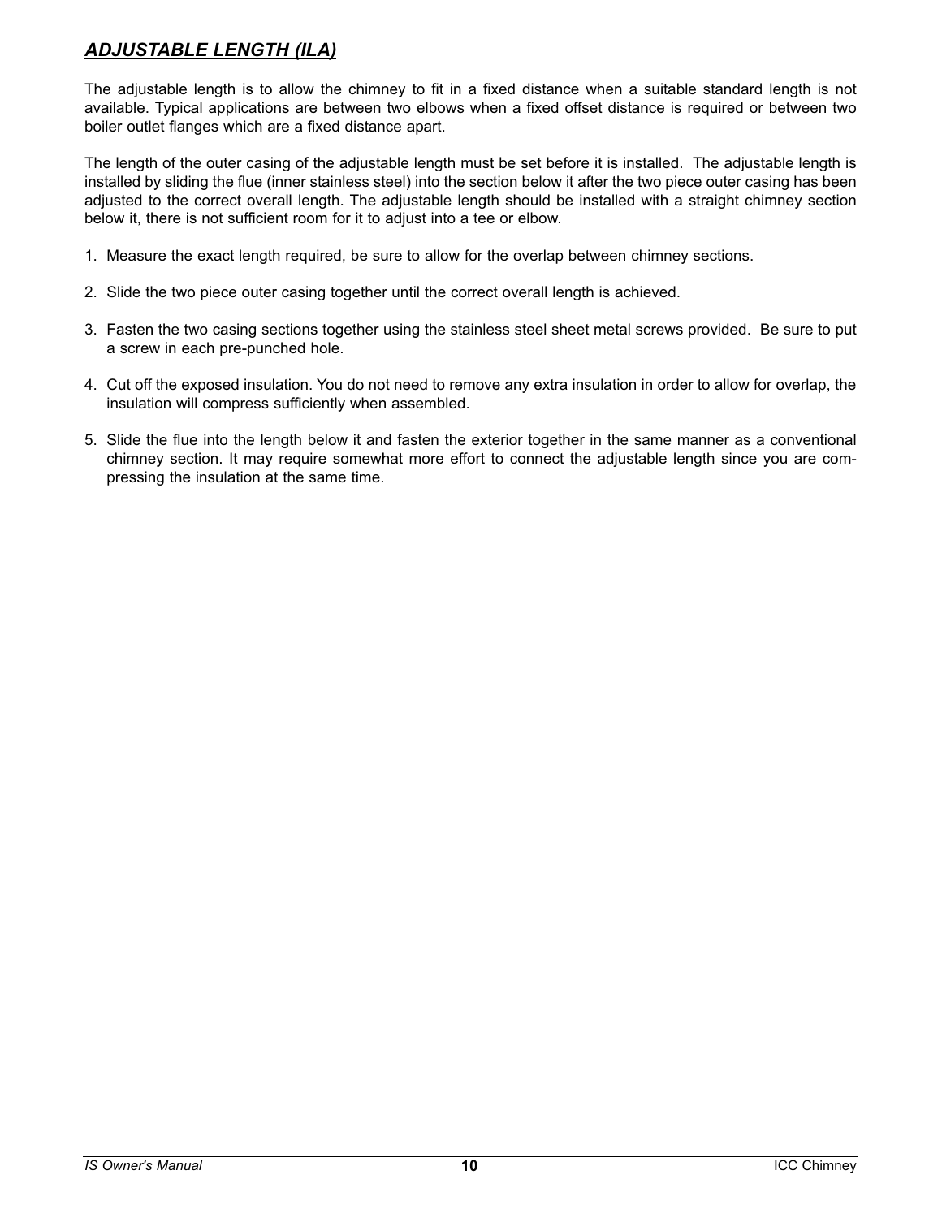## ***ADJUSTABLE LENGTH (ILA)***

The adjustable length is to allow the chimney to fit in a fixed distance when a suitable standard length is not available. Typical applications are between two elbows when a fixed offset distance is required or between two boiler outlet flanges which are a fixed distance apart.

The length of the outer casing of the adjustable length must be set before it is installed. The adjustable length is installed by sliding the flue (inner stainless steel) into the section below it after the two piece outer casing has been adjusted to the correct overall length. The adjustable length should be installed with a straight chimney section below it, there is not sufficient room for it to adjust into a tee or elbow.

1. Measure the exact length required, be sure to allow for the overlap between chimney sections.

2. Slide the two piece outer casing together until the correct overall length is achieved.

3. Fasten the two casing sections together using the stainless steel sheet metal screws provided. Be sure to put a screw in each pre-punched hole.

4. Cut off the exposed insulation. You do not need to remove any extra insulation in order to allow for overlap, the insulation will compress sufficiently when assembled.

5. Slide the flue into the length below it and fasten the exterior together in the same manner as a conventional chimney section. It may require somewhat more effort to connect the adjustable length since you are compressing the insulation at the same time.